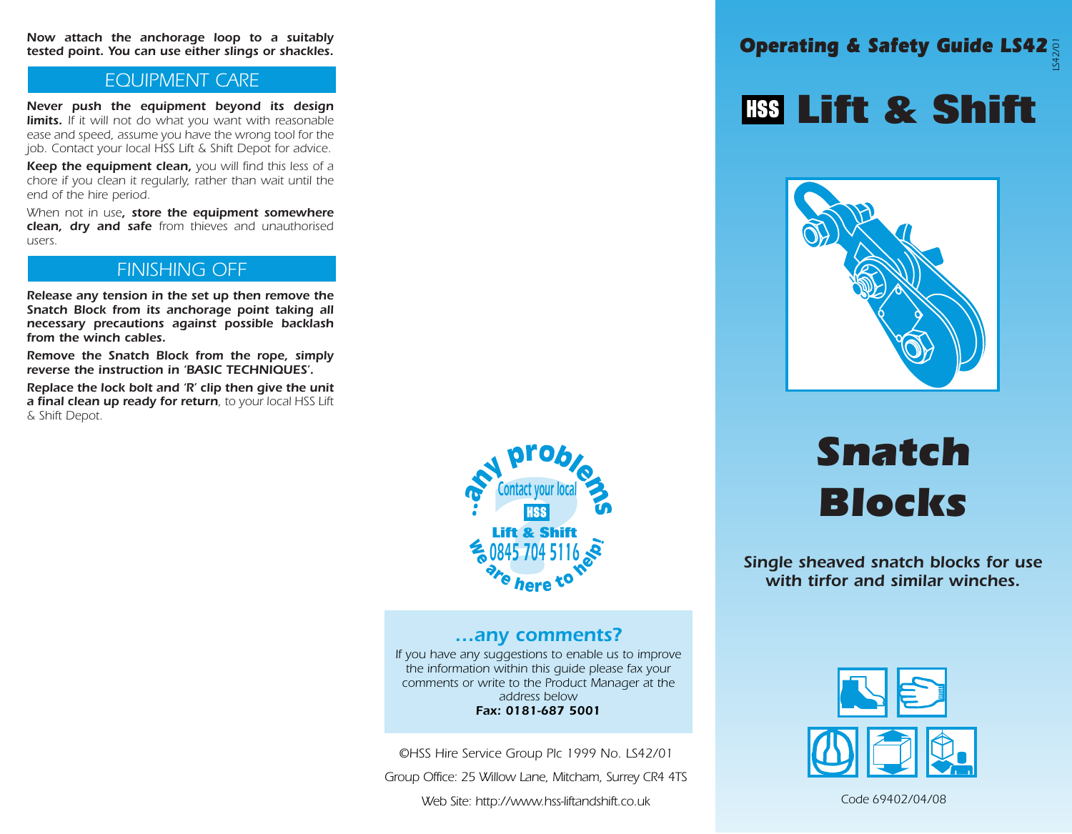**Now attach the anchorage loop to a suitably tested point. You can use either slings or shackles.**

## EQUIPMENT CARE

**Never push the equipment beyond its design limits.** If it will not do what you want with reasonable ease and speed, assume you have the wrong tool for the job. Contact your local HSS Lift & Shift Depot for advice.

**Keep the equipment clean,** you will find this less of a chore if you clean it regularly, rather than wait until the end of the hire period.

When not in use**, store the equipment somewhere clean, dry and safe** from thieves and unauthorised users.

## FINISHING OFF

**Release any tension in the set up then remove the Snatch Block from its anchorage point taking all necessary precautions against possible backlash from the winch cables.**

**Remove the Snatch Block from the rope, simply reverse the instruction in 'BASIC TECHNIQUES'.**

**Replace the lock bolt and 'R' clip then give the unit a final clean up ready for return**, to your local HSS Lift & Shift Depot.

...any problems? Contact your local HSS Lift & Shift 0845 704 5116 we are here to help!

### ...any comments?

If you have any suggestions to enable us to improve the information within this guide please fax your comments or write to the Product Manager at the address below

**Fax: 0181-687 5001**

©HSS Hire Service Group Plc 1999 No. LS42/01

Group Office: 25 Willow Lane, Mitcham, Surrey CR4 4TS

Web Site: http://www.hss-liftandshift.co.uk

**Operating & Safety Guide LS42**

LS42/01

# HSS Lift & Shift

# Snatch Blocks

***Single sheaved snatch blocks for use with tirfor and similar winches.***

Code 69402/04/08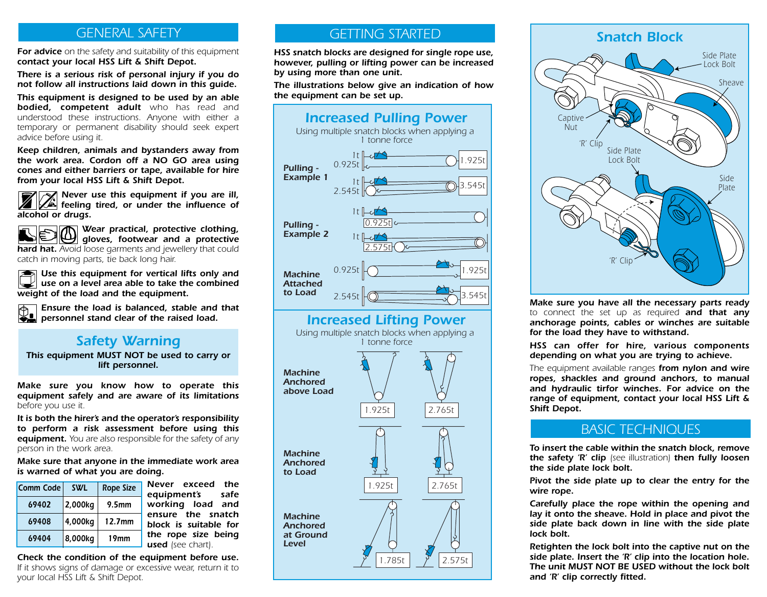## GENERAL SAFETY

**For advice** on the safety and suitability of this equipment **contact your local HSS Lift & Shift Depot.**

**There is a serious risk of personal injury if you do not follow all instructions laid down in this guide.**

**This equipment is designed to be used by an able bodied, competent adult** who has read and understood these instructions. Anyone with either a temporary or permanent disability should seek expert advice before using it.

**Keep children, animals and bystanders away from the work area. Cordon off a NO GO area using cones and either barriers or tape, available for hire from your local HSS Lift & Shift Depot.**

**Never use this equipment if you are ill, feeling tired, or under the influence of alcohol or drugs.**

**Wear practical, protective clothing, gloves, footwear and a protective hard hat.** Avoid loose garments and jewellery that could catch in moving parts, tie back long hair.

**Use this equipment for vertical lifts only and use on a level area able to take the combined weight of the load and the equipment.**

**Ensure the load is balanced, stable and that personnel stand clear of the raised load.**

### Safety Warning

**This equipment MUST NOT be used to carry or lift personnel.**

**Make sure you know how to operate this equipment safely and are aware of its limitations** before you use it.

**It is both the hirer's and the operator's responsibility to perform a risk assessment before using this equipment.** You are also responsible for the safety of any person in the work area.

**Make sure that anyone in the immediate work area is warned of what you are doing.**

| Comm Code | SWL | Rope Size |
|---|---|---|
| 69402 | 2,000kg | 9.5mm |
| 69408 | 4,000kg | 12.7mm |
| 69404 | 8,000kg | 19mm |

**Never exceed the equipment's safe working load and ensure the snatch block is suitable for the rope size being used** (see chart).

**Check the condition of the equipment before use.** If it shows signs of damage or excessive wear, return it to your local HSS Lift & Shift Depot.

## GETTING STARTED

***HSS snatch blocks are designed for single rope use, however, pulling or lifting power can be increased by using more than one unit.***

***The illustrations below give an indication of how the equipment can be set up.***

### Increased Pulling Power

Using multiple snatch blocks when applying a 1 tonne force

**Pulling - Example 1**

1t
0.925t
1.925t

1t
2.545t
3.545t

**Pulling - Example 2**

1t
0.925t

1t
2.575t

**Machine Attached to Load**

0.925t
1.925t

2.545t
3.545t

### Increased Lifting Power

Using multiple snatch blocks when applying a 1 tonne force

**Machine Anchored above Load**

1.925t
2.765t

**Machine Anchored to Load**

1.925t
2.765t

**Machine Anchored at Ground Level**

1.785t
2.575t

### Snatch Block

Side Plate Lock Bolt
Sheave
Captive Nut
'R' Clip
Side Plate Lock Bolt
Side Plate
'R' Clip

**Make sure you have all the necessary parts ready** to connect the set up as required **and that any anchorage points, cables or winches are suitable for the load they have to withstand.**

**HSS can offer for hire, various components depending on what you are trying to achieve.**

The equipment available ranges **from nylon and wire ropes, shackles and ground anchors, to manual and hydraulic tirfor winches. For advice on the range of equipment, contact your local HSS Lift & Shift Depot.**

## BASIC TECHNIQUES

**To insert the cable within the snatch block, remove the safety 'R' clip** (see illustration) **then fully loosen the side plate lock bolt.**

**Pivot the side plate up to clear the entry for the wire rope.**

**Carefully place the rope within the opening and lay it onto the sheave. Hold in place and pivot the side plate back down in line with the side plate lock bolt.**

**Retighten the lock bolt into the captive nut on the side plate. Insert the 'R' clip into the location hole. The unit MUST NOT BE USED without the lock bolt and 'R' clip correctly fitted.**